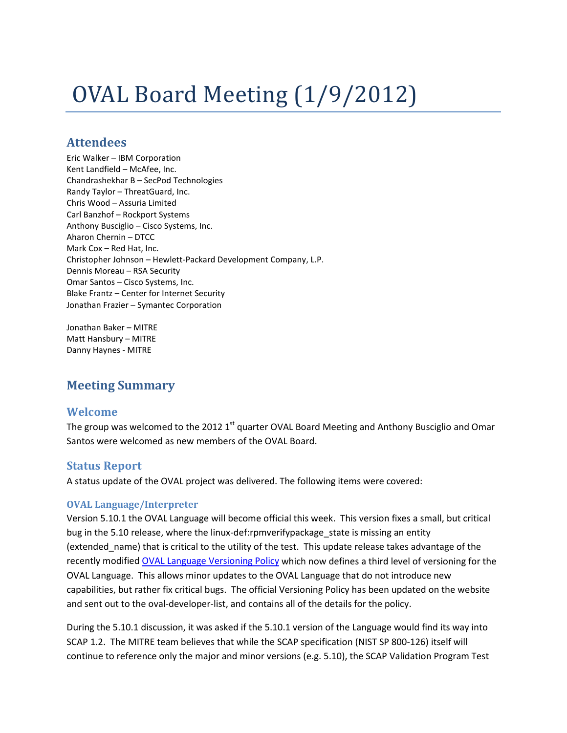# OVAL Board Meeting (1/9/2012)

## Attendees

Eric Walker – IBM Corporation
Kent Landfield – McAfee, Inc.
Chandrashekhar B – SecPod Technologies
Randy Taylor – ThreatGuard, Inc.
Chris Wood – Assuria Limited
Carl Banzhof – Rockport Systems
Anthony Busciglio – Cisco Systems, Inc.
Aharon Chernin – DTCC
Mark Cox – Red Hat, Inc.
Christopher Johnson – Hewlett-Packard Development Company, L.P.
Dennis Moreau – RSA Security
Omar Santos – Cisco Systems, Inc.
Blake Frantz – Center for Internet Security
Jonathan Frazier – Symantec Corporation

Jonathan Baker – MITRE
Matt Hansbury – MITRE
Danny Haynes - MITRE

## Meeting Summary

### Welcome

The group was welcomed to the 2012 1st quarter OVAL Board Meeting and Anthony Busciglio and Omar Santos were welcomed as new members of the OVAL Board.

### Status Report

A status update of the OVAL project was delivered. The following items were covered:

#### OVAL Language/Interpreter

Version 5.10.1 the OVAL Language will become official this week. This version fixes a small, but critical bug in the 5.10 release, where the linux-def:rpmverifypackage_state is missing an entity (extended_name) that is critical to the utility of the test. This update release takes advantage of the recently modified OVAL Language Versioning Policy which now defines a third level of versioning for the OVAL Language. This allows minor updates to the OVAL Language that do not introduce new capabilities, but rather fix critical bugs. The official Versioning Policy has been updated on the website and sent out to the oval-developer-list, and contains all of the details for the policy.

During the 5.10.1 discussion, it was asked if the 5.10.1 version of the Language would find its way into SCAP 1.2. The MITRE team believes that while the SCAP specification (NIST SP 800-126) itself will continue to reference only the major and minor versions (e.g. 5.10), the SCAP Validation Program Test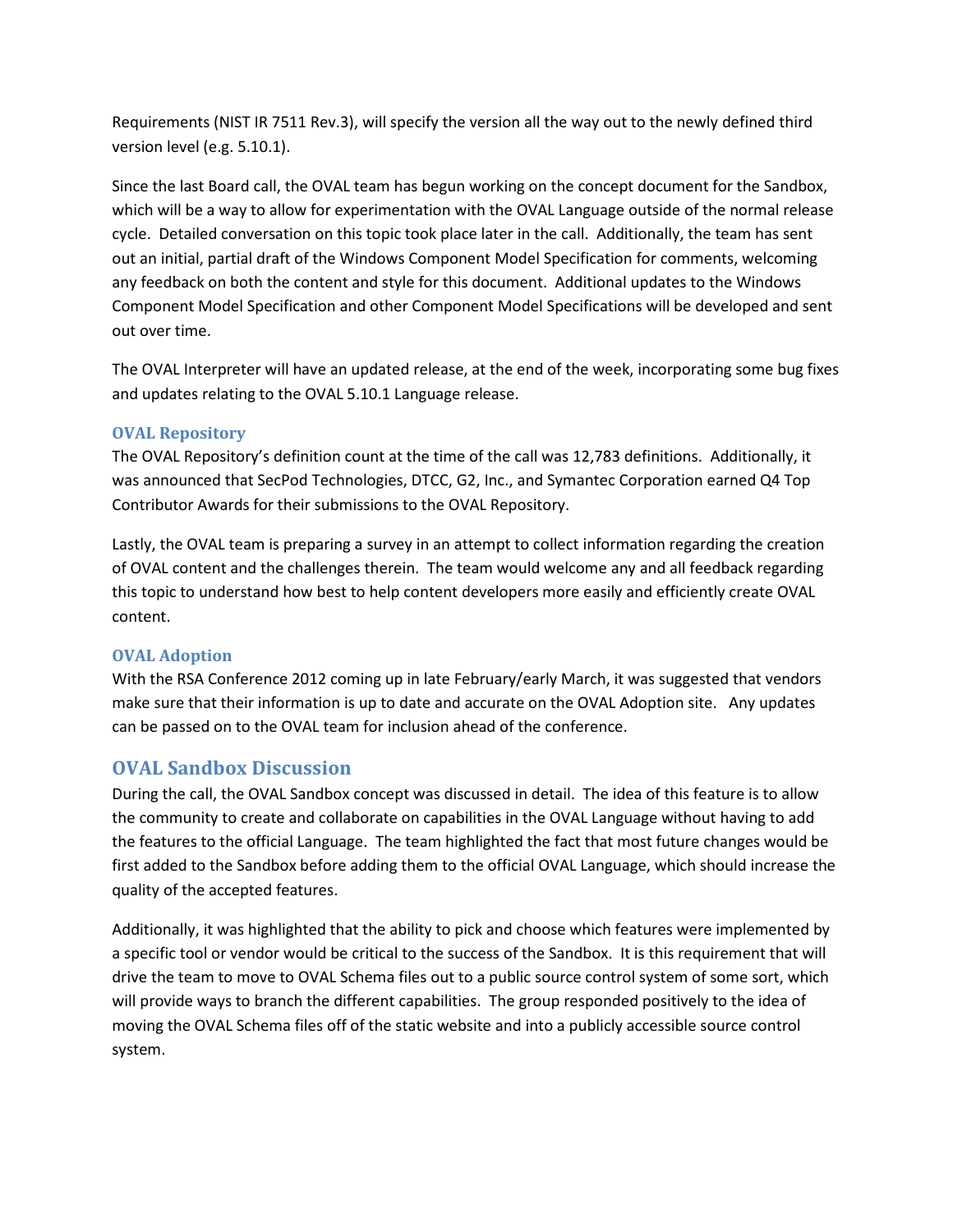Requirements (NIST IR 7511 Rev.3), will specify the version all the way out to the newly defined third version level (e.g. 5.10.1).

Since the last Board call, the OVAL team has begun working on the concept document for the Sandbox, which will be a way to allow for experimentation with the OVAL Language outside of the normal release cycle. Detailed conversation on this topic took place later in the call. Additionally, the team has sent out an initial, partial draft of the Windows Component Model Specification for comments, welcoming any feedback on both the content and style for this document. Additional updates to the Windows Component Model Specification and other Component Model Specifications will be developed and sent out over time.

The OVAL Interpreter will have an updated release, at the end of the week, incorporating some bug fixes and updates relating to the OVAL 5.10.1 Language release.

### OVAL Repository

The OVAL Repository's definition count at the time of the call was 12,783 definitions. Additionally, it was announced that SecPod Technologies, DTCC, G2, Inc., and Symantec Corporation earned Q4 Top Contributor Awards for their submissions to the OVAL Repository.

Lastly, the OVAL team is preparing a survey in an attempt to collect information regarding the creation of OVAL content and the challenges therein. The team would welcome any and all feedback regarding this topic to understand how best to help content developers more easily and efficiently create OVAL content.

### OVAL Adoption

With the RSA Conference 2012 coming up in late February/early March, it was suggested that vendors make sure that their information is up to date and accurate on the OVAL Adoption site. Any updates can be passed on to the OVAL team for inclusion ahead of the conference.

## OVAL Sandbox Discussion

During the call, the OVAL Sandbox concept was discussed in detail. The idea of this feature is to allow the community to create and collaborate on capabilities in the OVAL Language without having to add the features to the official Language. The team highlighted the fact that most future changes would be first added to the Sandbox before adding them to the official OVAL Language, which should increase the quality of the accepted features.

Additionally, it was highlighted that the ability to pick and choose which features were implemented by a specific tool or vendor would be critical to the success of the Sandbox. It is this requirement that will drive the team to move to OVAL Schema files out to a public source control system of some sort, which will provide ways to branch the different capabilities. The group responded positively to the idea of moving the OVAL Schema files off of the static website and into a publicly accessible source control system.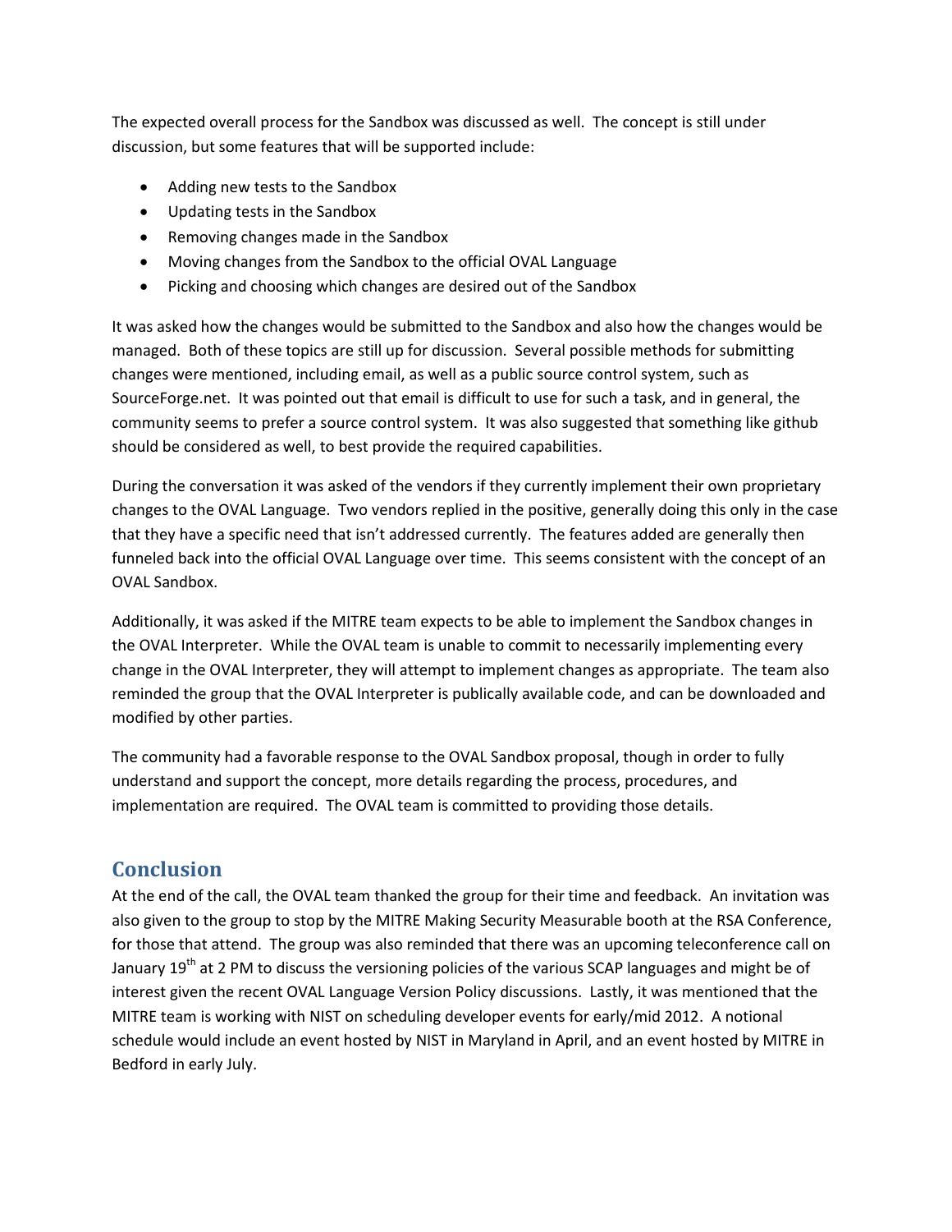The expected overall process for the Sandbox was discussed as well. The concept is still under discussion, but some features that will be supported include:

- Adding new tests to the Sandbox
- Updating tests in the Sandbox
- Removing changes made in the Sandbox
- Moving changes from the Sandbox to the official OVAL Language
- Picking and choosing which changes are desired out of the Sandbox

It was asked how the changes would be submitted to the Sandbox and also how the changes would be managed. Both of these topics are still up for discussion. Several possible methods for submitting changes were mentioned, including email, as well as a public source control system, such as SourceForge.net. It was pointed out that email is difficult to use for such a task, and in general, the community seems to prefer a source control system. It was also suggested that something like github should be considered as well, to best provide the required capabilities.

During the conversation it was asked of the vendors if they currently implement their own proprietary changes to the OVAL Language. Two vendors replied in the positive, generally doing this only in the case that they have a specific need that isn't addressed currently. The features added are generally then funneled back into the official OVAL Language over time. This seems consistent with the concept of an OVAL Sandbox.

Additionally, it was asked if the MITRE team expects to be able to implement the Sandbox changes in the OVAL Interpreter. While the OVAL team is unable to commit to necessarily implementing every change in the OVAL Interpreter, they will attempt to implement changes as appropriate. The team also reminded the group that the OVAL Interpreter is publically available code, and can be downloaded and modified by other parties.

The community had a favorable response to the OVAL Sandbox proposal, though in order to fully understand and support the concept, more details regarding the process, procedures, and implementation are required. The OVAL team is committed to providing those details.

## Conclusion

At the end of the call, the OVAL team thanked the group for their time and feedback. An invitation was also given to the group to stop by the MITRE Making Security Measurable booth at the RSA Conference, for those that attend. The group was also reminded that there was an upcoming teleconference call on January 19th at 2 PM to discuss the versioning policies of the various SCAP languages and might be of interest given the recent OVAL Language Version Policy discussions. Lastly, it was mentioned that the MITRE team is working with NIST on scheduling developer events for early/mid 2012. A notional schedule would include an event hosted by NIST in Maryland in April, and an event hosted by MITRE in Bedford in early July.